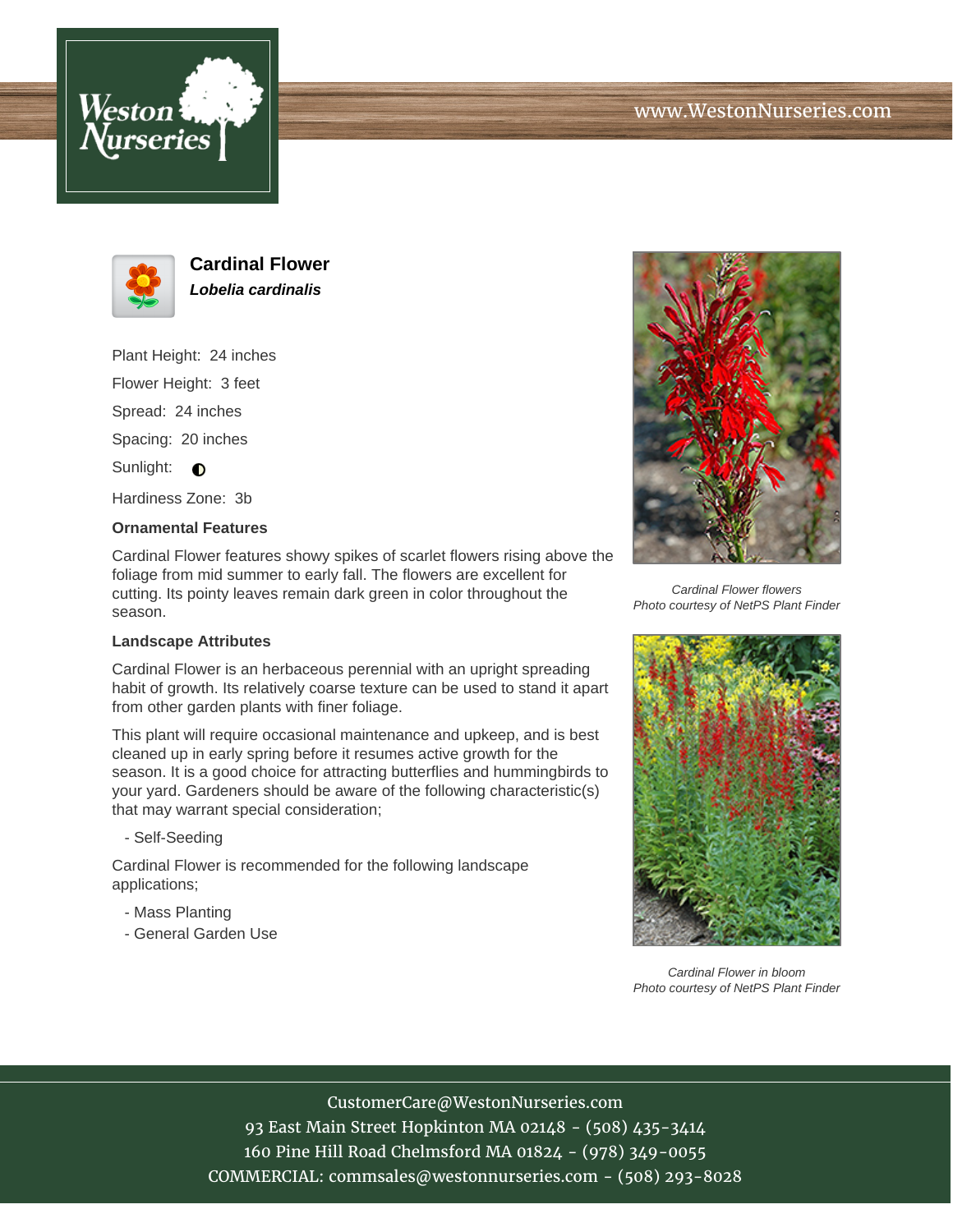# Cardinal Flower

***Lobelia cardinalis***

Plant Height: 24 inches

Flower Height: 3 feet

Spread: 24 inches

Spacing: 20 inches

Sunlight: ◐

Hardiness Zone: 3b

**Ornamental Features**

Cardinal Flower features showy spikes of scarlet flowers rising above the foliage from mid summer to early fall. The flowers are excellent for cutting. Its pointy leaves remain dark green in color throughout the season.

**Landscape Attributes**

Cardinal Flower is an herbaceous perennial with an upright spreading habit of growth. Its relatively coarse texture can be used to stand it apart from other garden plants with finer foliage.

This plant will require occasional maintenance and upkeep, and is best cleaned up in early spring before it resumes active growth for the season. It is a good choice for attracting butterflies and hummingbirds to your yard. Gardeners should be aware of the following characteristic(s) that may warrant special consideration;

- Self-Seeding

Cardinal Flower is recommended for the following landscape applications;

- Mass Planting
- General Garden Use

*Cardinal Flower flowers*
*Photo courtesy of NetPS Plant Finder*

*Cardinal Flower in bloom*
*Photo courtesy of NetPS Plant Finder*

CustomerCare@WestonNurseries.com
93 East Main Street Hopkinton MA 02148 - (508) 435-3414
160 Pine Hill Road Chelmsford MA 01824 - (978) 349-0055
COMMERCIAL: commsales@westonnurseries.com - (508) 293-8028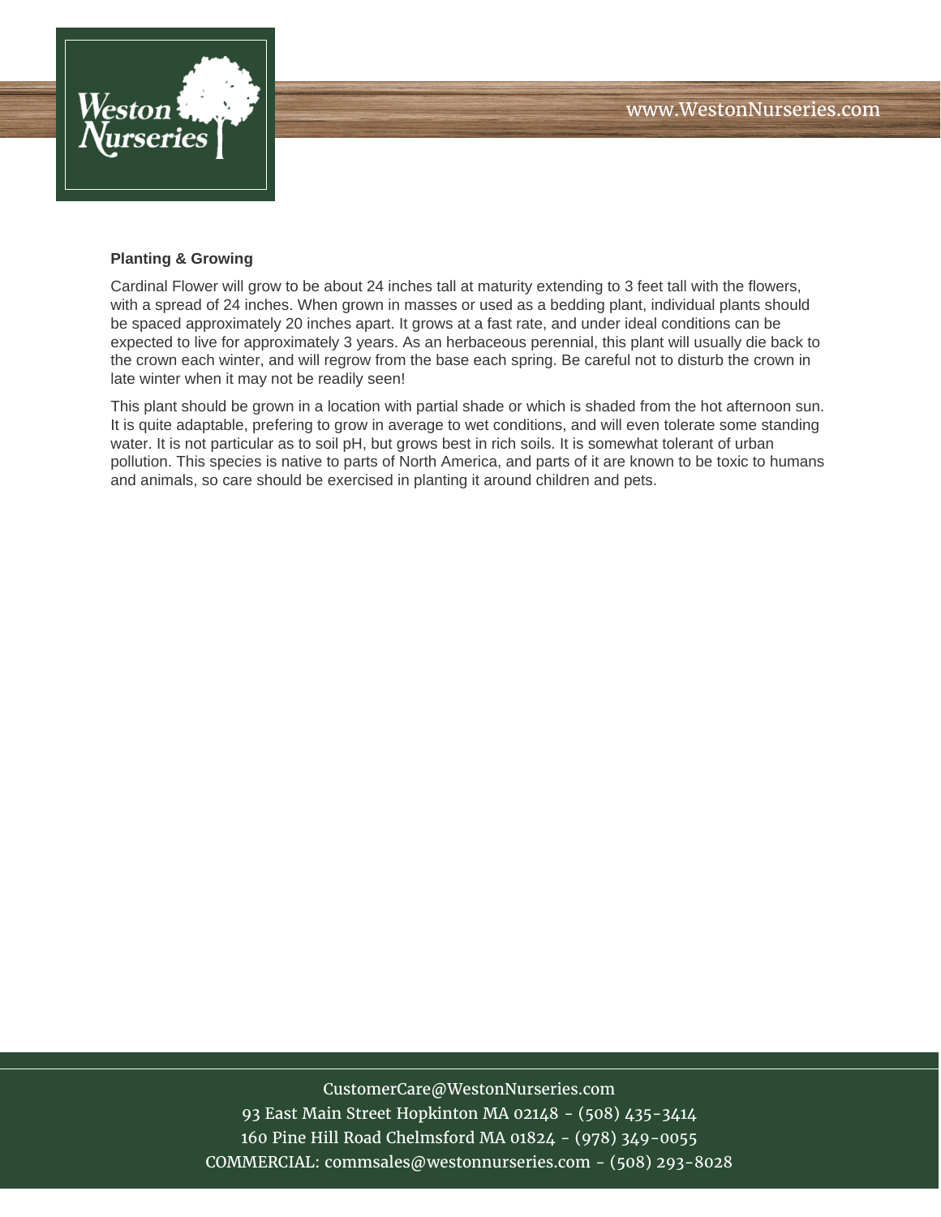**Planting & Growing**

Cardinal Flower will grow to be about 24 inches tall at maturity extending to 3 feet tall with the flowers, with a spread of 24 inches. When grown in masses or used as a bedding plant, individual plants should be spaced approximately 20 inches apart. It grows at a fast rate, and under ideal conditions can be expected to live for approximately 3 years. As an herbaceous perennial, this plant will usually die back to the crown each winter, and will regrow from the base each spring. Be careful not to disturb the crown in late winter when it may not be readily seen!

This plant should be grown in a location with partial shade or which is shaded from the hot afternoon sun. It is quite adaptable, prefering to grow in average to wet conditions, and will even tolerate some standing water. It is not particular as to soil pH, but grows best in rich soils. It is somewhat tolerant of urban pollution. This species is native to parts of North America, and parts of it are known to be toxic to humans and animals, so care should be exercised in planting it around children and pets.